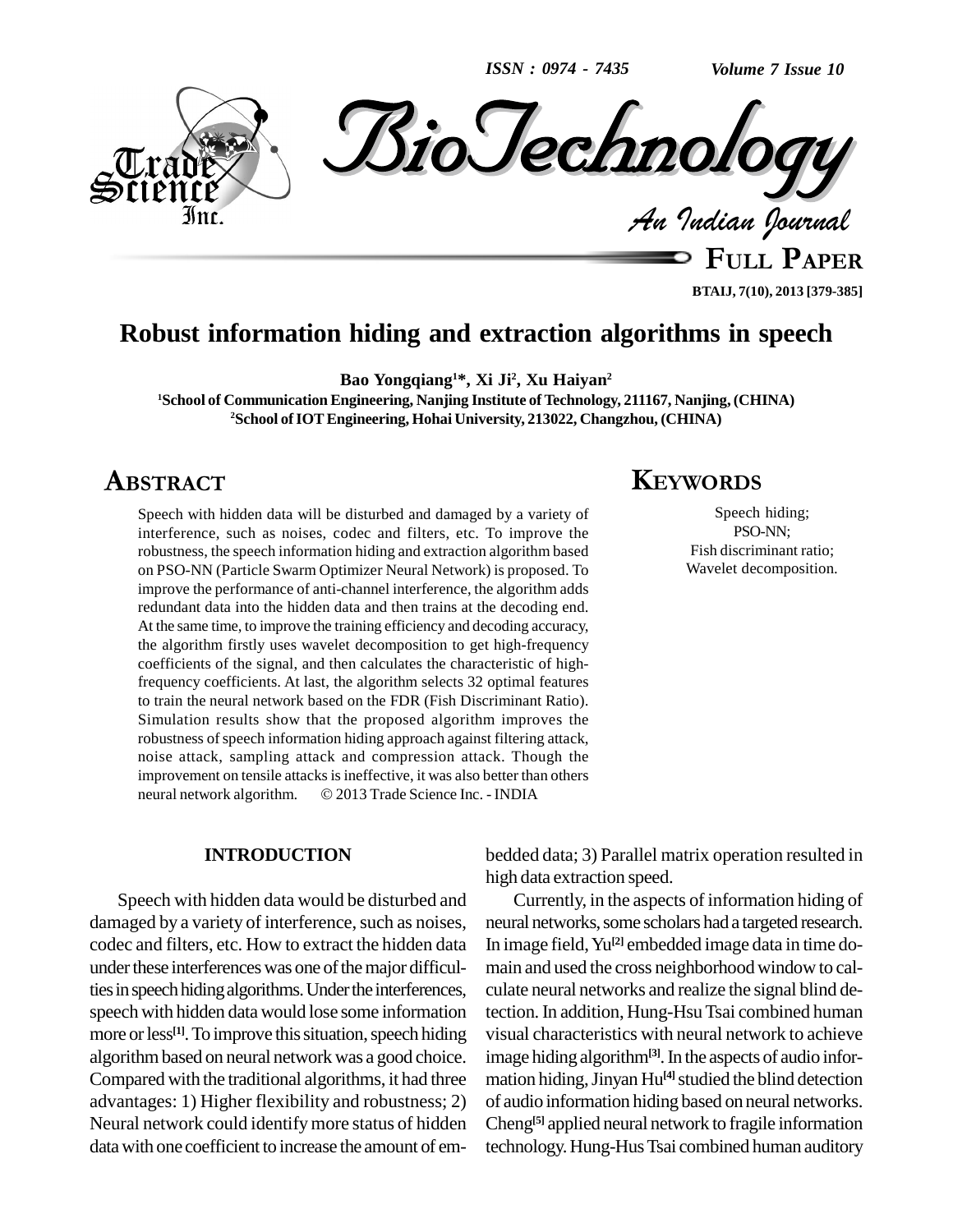# Robust information hiding and extraction algorithms in speech

**Bao Yongqiang[1]*, Xi Ji[2], Xu Haiyan[2]**

[1]School of Communication Engineering, Nanjing Institute of Technology, 211167, Nanjing, (CHINA)
[2]School of IOT Engineering, Hohai University, 213022, Changzhou, (CHINA)

## ABSTRACT

Speech with hidden data will be disturbed and damaged by a variety of interference, such as noises, codec and filters, etc. To improve the robustness, the speech information hiding and extraction algorithm based on PSO-NN (Particle Swarm Optimizer Neural Network) is proposed. To improve the performance of anti-channel interference, the algorithm adds redundant data into the hidden data and then trains at the decoding end. At the same time, to improve the training efficiency and decoding accuracy, the algorithm firstly uses wavelet decomposition to get high-frequency coefficients of the signal, and then calculates the characteristic of high-frequency coefficients. At last, the algorithm selects 32 optimal features to train the neural network based on the FDR (Fish Discriminant Ratio). Simulation results show that the proposed algorithm improves the robustness of speech information hiding approach against filtering attack, noise attack, sampling attack and compression attack. Though the improvement on tensile attacks is ineffective, it was also better than others neural network algorithm. © 2013 Trade Science Inc. - INDIA

## KEYWORDS

Speech hiding;
PSO-NN;
Fish discriminant ratio;
Wavelet decomposition.

## INTRODUCTION

Speech with hidden data would be disturbed and damaged by a variety of interference, such as noises, codec and filters, etc. How to extract the hidden data under these interferences was one of the major difficulties in speech hiding algorithms. Under the interferences, speech with hidden data would lose some information more or less[1]. To improve this situation, speech hiding algorithm based on neural network was a good choice. Compared with the traditional algorithms, it had three advantages: 1) Higher flexibility and robustness; 2) Neural network could identify more status of hidden data with one coefficient to increase the amount of embedded data; 3) Parallel matrix operation resulted in high data extraction speed.

Currently, in the aspects of information hiding of neural networks, some scholars had a targeted research. In image field, Yu[2] embedded image data in time domain and used the cross neighborhood window to calculate neural networks and realize the signal blind detection. In addition, Hung-Hsu Tsai combined human visual characteristics with neural network to achieve image hiding algorithm[3]. In the aspects of audio information hiding, Jinyan Hu[4] studied the blind detection of audio information hiding based on neural networks. Cheng[5] applied neural network to fragile information technology. Hung-Hus Tsai combined human auditory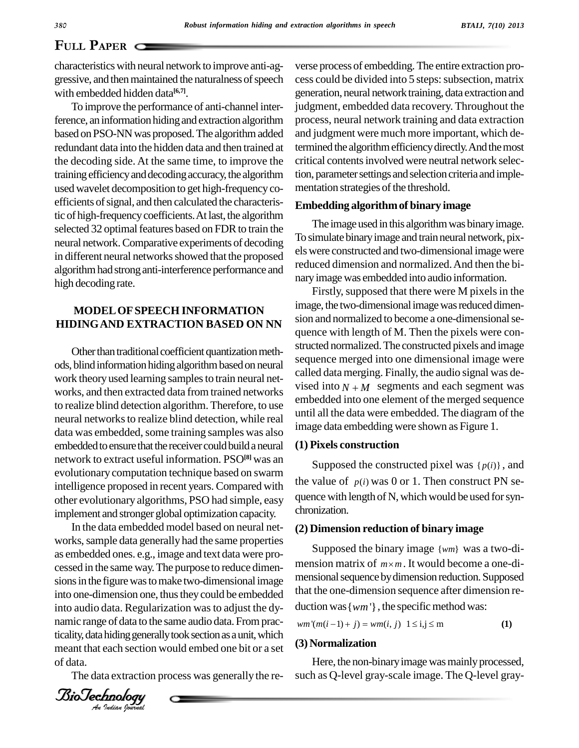characteristics with neural network to improve anti-aggressive, and then maintained the naturalness of speech with embedded hidden data[6,7].

To improve the performance of anti-channel interference, an information hiding and extraction algorithm based on PSO-NN was proposed. The algorithm added redundant data into the hidden data and then trained at the decoding side. At the same time, to improve the training efficiency and decoding accuracy, the algorithm used wavelet decomposition to get high-frequency coefficients of signal, and then calculated the characteristic of high-frequency coefficients. At last, the algorithm selected 32 optimal features based on FDR to train the neural network. Comparative experiments of decoding in different neural networks showed that the proposed algorithm had strong anti-interference performance and high decoding rate.

## MODEL OF SPEECH INFORMATION HIDING AND EXTRACTION BASED ON NN

Other than traditional coefficient quantization methods, blind information hiding algorithm based on neural work theory used learning samples to train neural networks, and then extracted data from trained networks to realize blind detection algorithm. Therefore, to use neural networks to realize blind detection, while real data was embedded, some training samples was also embedded to ensure that the receiver could build a neural network to extract useful information. PSO[8] was an evolutionary computation technique based on swarm intelligence proposed in recent years. Compared with other evolutionary algorithms, PSO had simple, easy implement and stronger global optimization capacity.

In the data embedded model based on neural networks, sample data generally had the same properties as embedded ones. e.g., image and text data were processed in the same way. The purpose to reduce dimensions in the figure was to make two-dimensional image into one-dimension one, thus they could be embedded into audio data. Regularization was to adjust the dynamic range of data to the same audio data. From practicality, data hiding generally took section as a unit, which meant that each section would embed one bit or a set of data.

The data extraction process was generally the reverse process of embedding. The entire extraction process could be divided into 5 steps: subsection, matrix generation, neural network training, data extraction and judgment, embedded data recovery. Throughout the process, neural network training and data extraction and judgment were much more important, which determined the algorithm efficiency directly. And the most critical contents involved were neutral network selection, parameter settings and selection criteria and implementation strategies of the threshold.

### Embedding algorithm of binary image

The image used in this algorithm was binary image. To simulate binary image and train neural network, pixels were constructed and two-dimensional image were reduced dimension and normalized. And then the binary image was embedded into audio information.

Firstly, supposed that there were M pixels in the image, the two-dimensional image was reduced dimension and normalized to become a one-dimensional sequence with length of M. Then the pixels were constructed normalized. The constructed pixels and image sequence merged into one dimensional image were called data merging. Finally, the audio signal was devised into $N + M$ segments and each segment was embedded into one element of the merged sequence until all the data were embedded. The diagram of the image data embedding were shown as Figure 1.

### (1) Pixels construction

Supposed the constructed pixel was $\{p(i)\}$, and the value of $p(i)$ was 0 or 1. Then construct PN sequence with length of N, which would be used for synchronization.

### (2) Dimension reduction of binary image

Supposed the binary image $\{wm\}$ was a two-dimension matrix of $m \times m$. It would become a one-dimensional sequence by dimension reduction. Supposed that the one-dimension sequence after dimension reduction was $\{wm'\}$, the specific method was:

$$wm'(m(i-1)+j) = wm(i, j) \quad 1 \le i,j \le m \qquad (1)$$

### (3) Normalization

Here, the non-binary image was mainly processed, such as Q-level gray-scale image. The Q-level gray-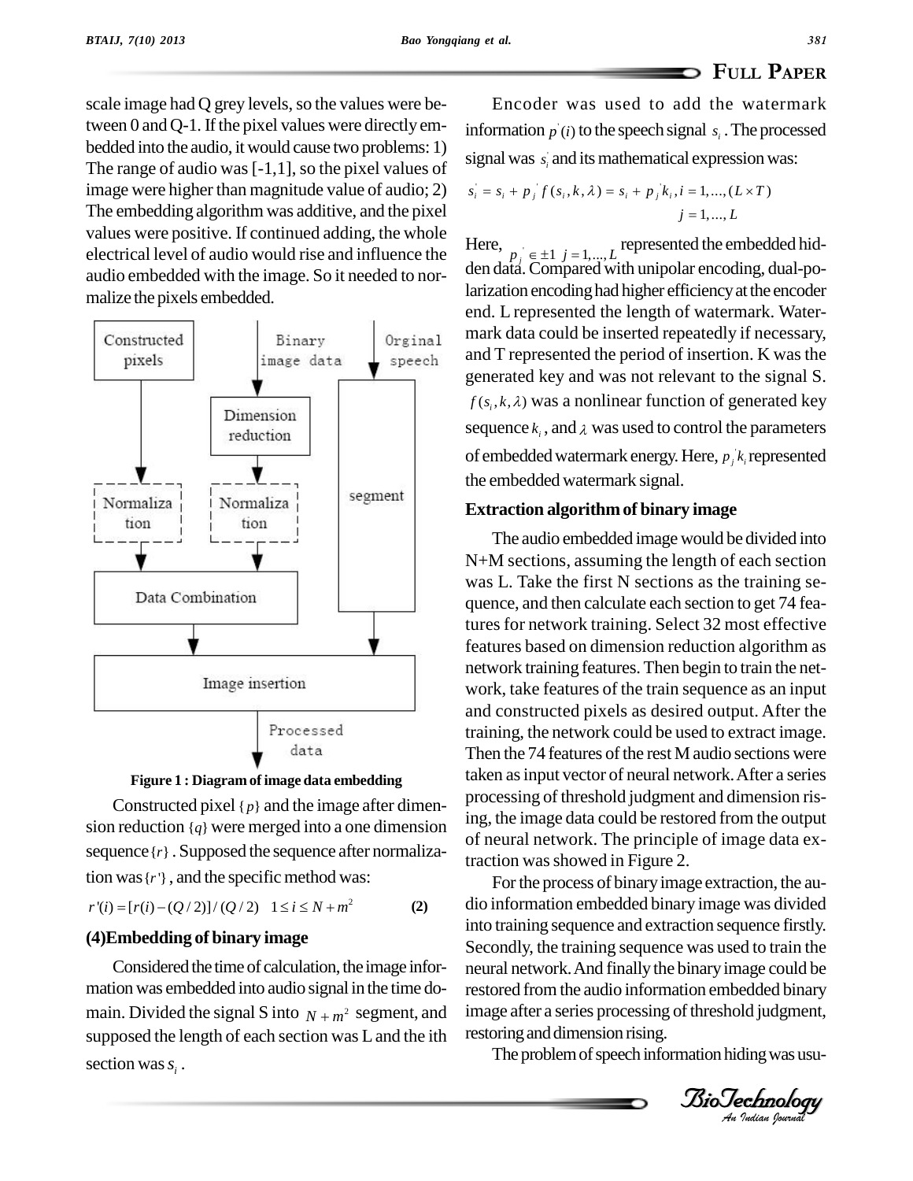scale image had Q grey levels, so the values were between 0 and Q-1. If the pixel values were directly embedded into the audio, it would cause two problems: 1) The range of audio was [-1,1], so the pixel values of image were higher than magnitude value of audio; 2) The embedding algorithm was additive, and the pixel values were positive. If continued adding, the whole electrical level of audio would rise and influence the audio embedded with the image. So it needed to normalize the pixels embedded.

Constructed pixels → Normalization; Binary image data → Dimension reduction → Normalization; Data Combination; Orginal speech → segment; Image insertion → Processed data

Figure 1 : Diagram of image data embedding

Constructed pixel $\{p\}$ and the image after dimension reduction $\{q\}$ were merged into a one dimension sequence $\{r\}$. Supposed the sequence after normalization was $\{r'\}$, and the specific method was:

$$r'(i) = [r(i) - (Q/2)]/(Q/2) \quad 1 \le i \le N + m^2 \qquad \textbf{(2)}$$

## (4)Embedding of binary image

Considered the time of calculation, the image information was embedded into audio signal in the time domain. Divided the signal S into $N + m^2$ segment, and supposed the length of each section was L and the ith section was $s_i$.

Encoder was used to add the watermark information $p'(i)$ to the speech signal $s_i$. The processed signal was $s_i'$ and its mathematical expression was:

$$s_i' = s_i + p_j' f(s_i, k, \lambda) = s_i + p_j' k_i, i = 1, \dots, (L \times T)$$
$$j = 1, \dots, L$$

Here, $p_j' \in \pm 1 \; j = 1, \dots, L$ represented the embedded hidden data. Compared with unipolar encoding, dual-polarization encoding had higher efficiency at the encoder end. L represented the length of watermark. Watermark data could be inserted repeatedly if necessary, and T represented the period of insertion. K was the generated key and was not relevant to the signal S. $f(s_i, k, \lambda)$ was a nonlinear function of generated key sequence $k_i$, and $\lambda$ was used to control the parameters of embedded watermark energy. Here, $p_j' k_i$ represented the embedded watermark signal.

## Extraction algorithm of binary image

The audio embedded image would be divided into N+M sections, assuming the length of each section was L. Take the first N sections as the training sequence, and then calculate each section to get 74 features for network training. Select 32 most effective features based on dimension reduction algorithm as network training features. Then begin to train the network, take features of the train sequence as an input and constructed pixels as desired output. After the training, the network could be used to extract image. Then the 74 features of the rest M audio sections were taken as input vector of neural network. After a series processing of threshold judgment and dimension rising, the image data could be restored from the output of neural network. The principle of image data extraction was showed in Figure 2.

For the process of binary image extraction, the audio information embedded binary image was divided into training sequence and extraction sequence firstly. Secondly, the training sequence was used to train the neural network. And finally the binary image could be restored from the audio information embedded binary image after a series processing of threshold judgment, restoring and dimension rising.

The problem of speech information hiding was usu-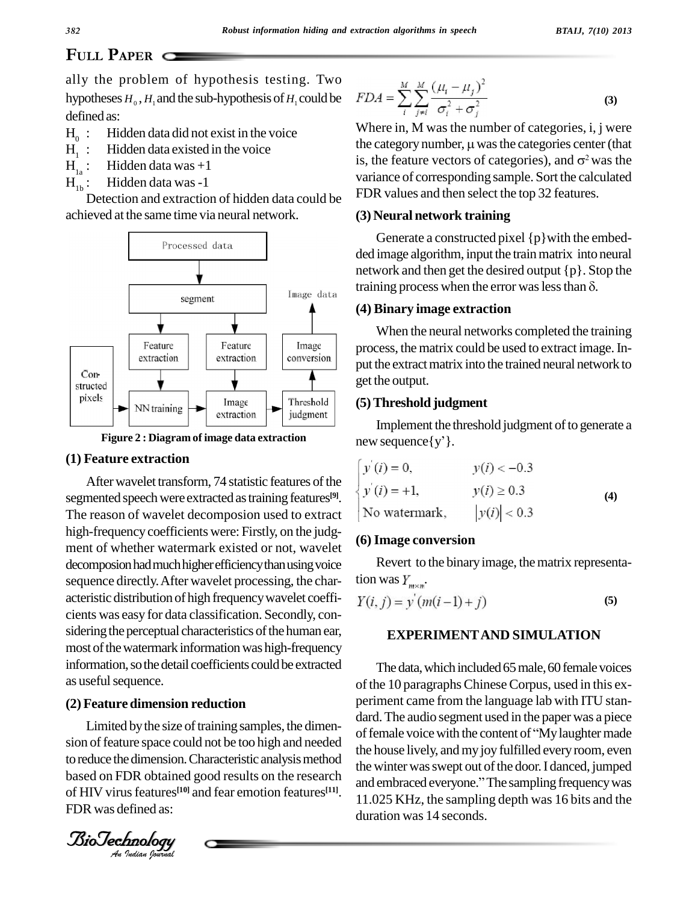ally the problem of hypothesis testing. Two hypotheses $H_0$, $H_1$ and the sub-hypothesis of $H_1$ could be defined as:

$H_0$ : Hidden data did not exist in the voice

$H_1$ : Hidden data existed in the voice

$H_{1a}$ : Hidden data was +1

$H_{1b}$ : Hidden data was -1

Detection and extraction of hidden data could be achieved at the same time via neural network.

Figure 2 : Diagram of image data extraction

### (1) Feature extraction

After wavelet transform, 74 statistic features of the segmented speech were extracted as training features[9]. The reason of wavelet decomposion used to extract high-frequency coefficients were: Firstly, on the judgment of whether watermark existed or not, wavelet decomposion had much higher efficiency than using voice sequence directly. After wavelet processing, the characteristic distribution of high frequency wavelet coefficients was easy for data classification. Secondly, considering the perceptual characteristics of the human ear, most of the watermark information was high-frequency information, so the detail coefficients could be extracted as useful sequence.

### (2) Feature dimension reduction

Limited by the size of training samples, the dimension of feature space could not be too high and needed to reduce the dimension. Characteristic analysis method based on FDR obtained good results on the research of HIV virus features[10] and fear emotion features[11]. FDR was defined as:

$$FDA = \sum_{i}^{M} \sum_{j \neq i}^{M} \frac{(\mu_i - \mu_j)^2}{\sigma_i^2 + \sigma_j^2} \tag{3}$$

Where in, M was the number of categories, i, j were the category number, μ was the categories center (that is, the feature vectors of categories), and $\sigma^2$ was the variance of corresponding sample. Sort the calculated FDR values and then select the top 32 features.

### (3) Neural network training

Generate a constructed pixel {p} with the embedded image algorithm, input the train matrix into neural network and then get the desired output {p}. Stop the training process when the error was less than δ.

### (4) Binary image extraction

When the neural networks completed the training process, the matrix could be used to extract image. Input the extract matrix into the trained neural network to get the output.

### (5) Threshold judgment

Implement the threshold judgment of to generate a new sequence{y'}.

$$\begin{cases} y'(i) = 0, & y(i) < -0.3 \\ y'(i) = +1, & y(i) \geq 0.3 \\ \text{No watermark}, & |y(i)| < 0.3 \end{cases} \tag{4}$$

### (6) Image conversion

Revert to the binary image, the matrix representation was $Y_{m \times n}$.

$$Y(i, j) = y'(m(i-1) + j) \tag{5}$$

## EXPERIMENT AND SIMULATION

The data, which included 65 male, 60 female voices of the 10 paragraphs Chinese Corpus, used in this experiment came from the language lab with ITU standard. The audio segment used in the paper was a piece of female voice with the content of "My laughter made the house lively, and my joy fulfilled every room, even the winter was swept out of the door. I danced, jumped and embraced everyone." The sampling frequency was 11.025 KHz, the sampling depth was 16 bits and the duration was 14 seconds.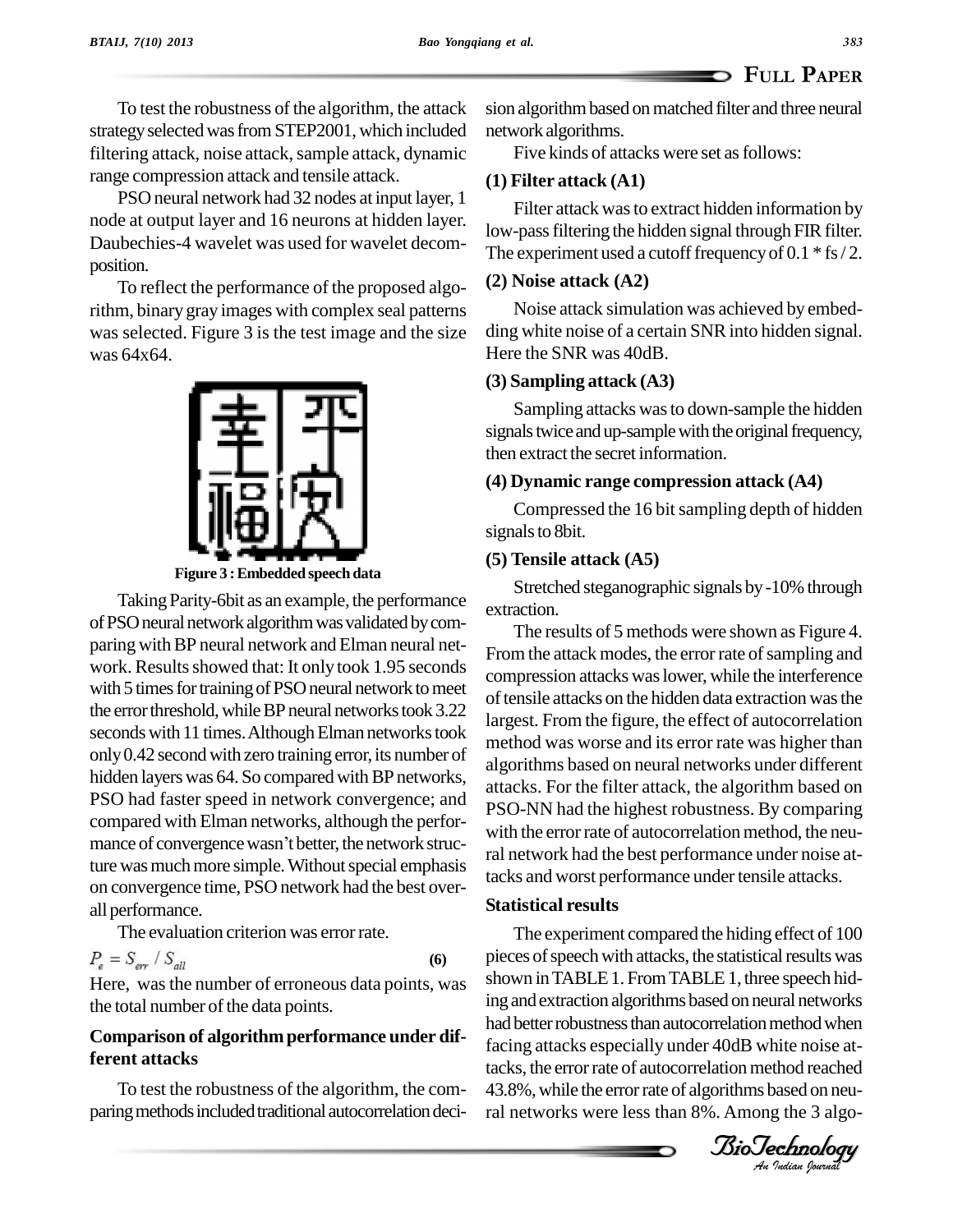To test the robustness of the algorithm, the attack strategy selected was from STEP2001, which included filtering attack, noise attack, sample attack, dynamic range compression attack and tensile attack.

PSO neural network had 32 nodes at input layer, 1 node at output layer and 16 neurons at hidden layer. Daubechies-4 wavelet was used for wavelet decomposition.

To reflect the performance of the proposed algorithm, binary gray images with complex seal patterns was selected. Figure 3 is the test image and the size was 64x64.

**Figure 3 : Embedded speech data**

Taking Parity-6bit as an example, the performance of PSO neural network algorithm was validated by comparing with BP neural network and Elman neural network. Results showed that: It only took 1.95 seconds with 5 times for training of PSO neural network to meet the error threshold, while BP neural networks took 3.22 seconds with 11 times. Although Elman networks took only 0.42 second with zero training error, its number of hidden layers was 64. So compared with BP networks, PSO had faster speed in network convergence; and compared with Elman networks, although the performance of convergence wasn't better, the network structure was much more simple. Without special emphasis on convergence time, PSO network had the best overall performance.

The evaluation criterion was error rate.

$$P_e = S_{err} / S_{all} \quad (6)$$

Here, was the number of erroneous data points, was the total number of the data points.

### Comparison of algorithm performance under different attacks

To test the robustness of the algorithm, the comparing methods included traditional autocorrelation decision algorithm based on matched filter and three neural network algorithms.

Five kinds of attacks were set as follows:

**(1) Filter attack (A1)**

Filter attack was to extract hidden information by low-pass filtering the hidden signal through FIR filter. The experiment used a cutoff frequency of 0.1 * fs / 2.

**(2) Noise attack (A2)**

Noise attack simulation was achieved by embedding white noise of a certain SNR into hidden signal. Here the SNR was 40dB.

**(3) Sampling attack (A3)**

Sampling attacks was to down-sample the hidden signals twice and up-sample with the original frequency, then extract the secret information.

**(4) Dynamic range compression attack (A4)**

Compressed the 16 bit sampling depth of hidden signals to 8bit.

**(5) Tensile attack (A5)**

Stretched steganographic signals by -10% through extraction.

The results of 5 methods were shown as Figure 4. From the attack modes, the error rate of sampling and compression attacks was lower, while the interference of tensile attacks on the hidden data extraction was the largest. From the figure, the effect of autocorrelation method was worse and its error rate was higher than algorithms based on neural networks under different attacks. For the filter attack, the algorithm based on PSO-NN had the highest robustness. By comparing with the error rate of autocorrelation method, the neural network had the best performance under noise attacks and worst performance under tensile attacks.

### Statistical results

The experiment compared the hiding effect of 100 pieces of speech with attacks, the statistical results was shown in TABLE 1. From TABLE 1, three speech hiding and extraction algorithms based on neural networks had better robustness than autocorrelation method when facing attacks especially under 40dB white noise attacks, the error rate of autocorrelation method reached 43.8%, while the error rate of algorithms based on neural networks were less than 8%. Among the 3 algo-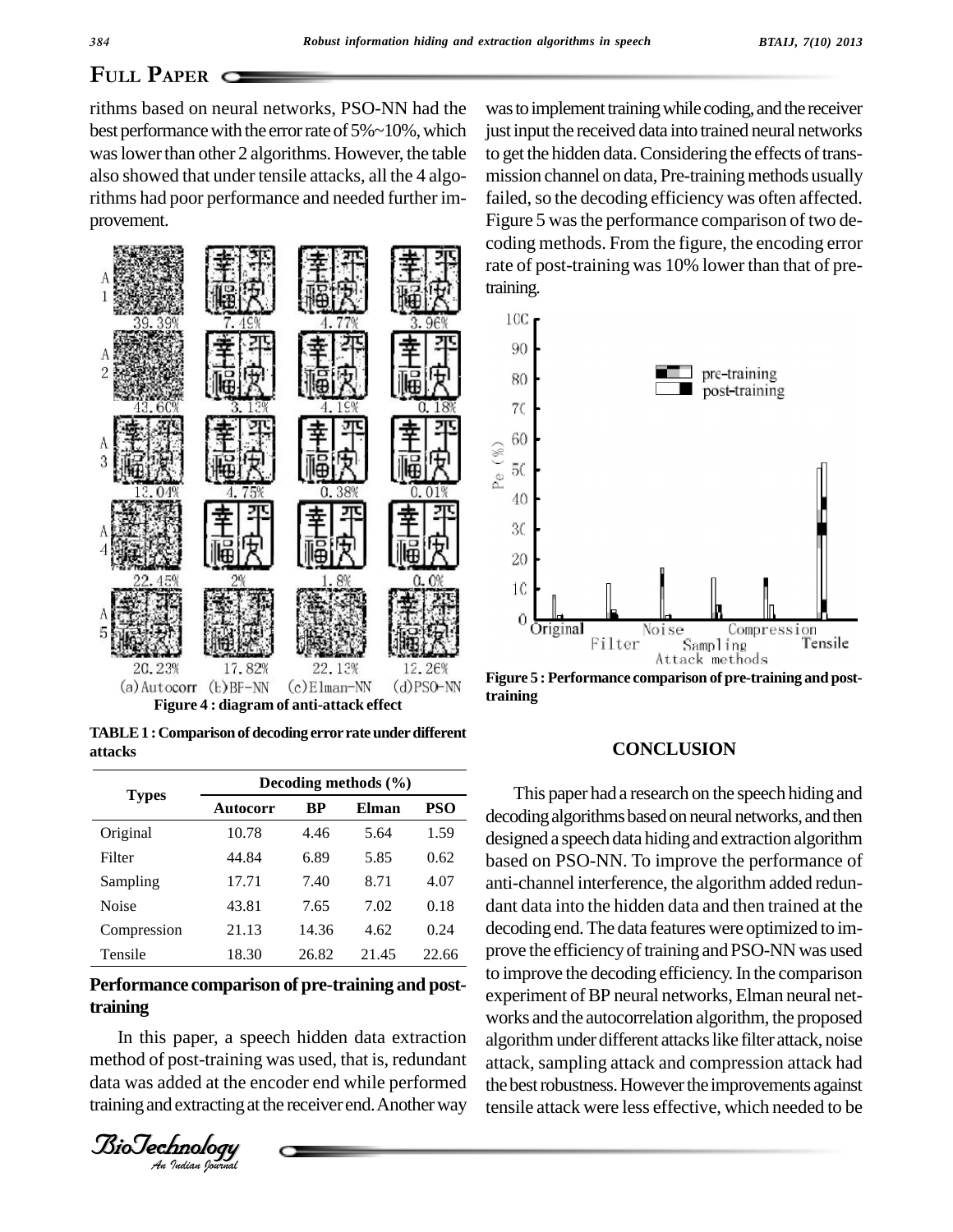rithms based on neural networks, PSO-NN had the best performance with the error rate of 5%~10%, which was lower than other 2 algorithms. However, the table also showed that under tensile attacks, all the 4 algorithms had poor performance and needed further improvement.

Figure 4 : diagram of anti-attack effect

TABLE 1 : Comparison of decoding error rate under different attacks

| Types | Decoding methods (%) | | | |
|---|---|---|---|---|
| | Autocorr | BP | Elman | PSO |
| Original | 10.78 | 4.46 | 5.64 | 1.59 |
| Filter | 44.84 | 6.89 | 5.85 | 0.62 |
| Sampling | 17.71 | 7.40 | 8.71 | 4.07 |
| Noise | 43.81 | 7.65 | 7.02 | 0.18 |
| Compression | 21.13 | 14.36 | 4.62 | 0.24 |
| Tensile | 18.30 | 26.82 | 21.45 | 22.66 |

## Performance comparison of pre-training and post-training

In this paper, a speech hidden data extraction method of post-training was used, that is, redundant data was added at the encoder end while performed training and extracting at the receiver end. Another way was to implement training while coding, and the receiver just input the received data into trained neural networks to get the hidden data. Considering the effects of transmission channel on data, Pre-training methods usually failed, so the decoding efficiency was often affected. Figure 5 was the performance comparison of two decoding methods. From the figure, the encoding error rate of post-training was 10% lower than that of pre-training.

Figure 5 : Performance comparison of pre-training and post-training

## CONCLUSION

This paper had a research on the speech hiding and decoding algorithms based on neural networks, and then designed a speech data hiding and extraction algorithm based on PSO-NN. To improve the performance of anti-channel interference, the algorithm added redundant data into the hidden data and then trained at the decoding end. The data features were optimized to improve the efficiency of training and PSO-NN was used to improve the decoding efficiency. In the comparison experiment of BP neural networks, Elman neural networks and the autocorrelation algorithm, the proposed algorithm under different attacks like filter attack, noise attack, sampling attack and compression attack had the best robustness. However the improvements against tensile attack were less effective, which needed to be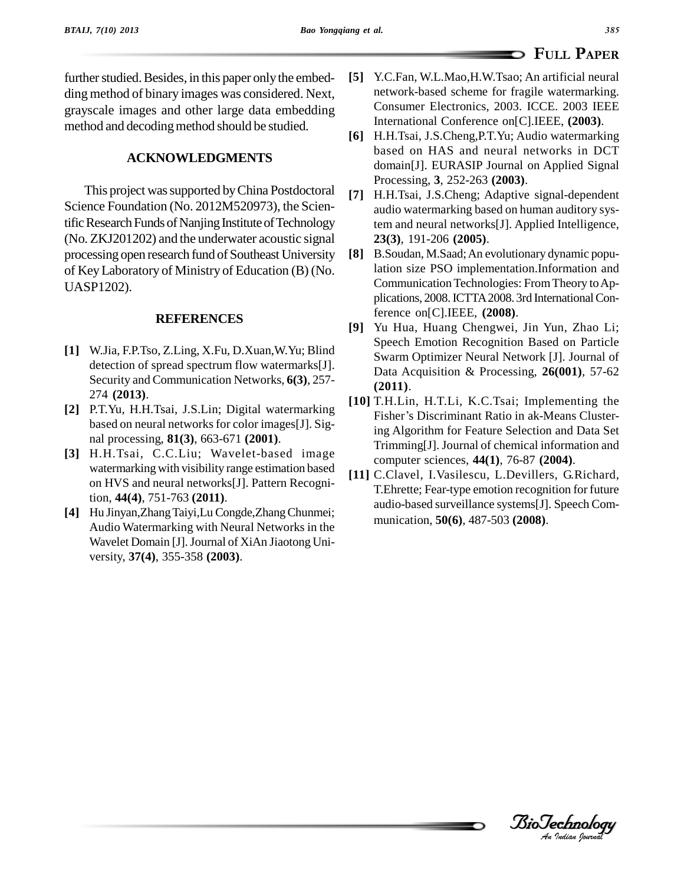further studied. Besides, in this paper only the embedding method of binary images was considered. Next, grayscale images and other large data embedding method and decoding method should be studied.

## ACKNOWLEDGMENTS

This project was supported by China Postdoctoral Science Foundation (No. 2012M520973), the Scientific Research Funds of Nanjing Institute of Technology (No. ZKJ201202) and the underwater acoustic signal processing open research fund of Southeast University of Key Laboratory of Ministry of Education (B) (No. UASP1202).

## REFERENCES

**[1]** W.Jia, F.P.Tso, Z.Ling, X.Fu, D.Xuan,W.Yu; Blind detection of spread spectrum flow watermarks[J]. Security and Communication Networks, **6(3)**, 257-274 **(2013)**.

**[2]** P.T.Yu, H.H.Tsai, J.S.Lin; Digital watermarking based on neural networks for color images[J]. Signal processing, **81(3)**, 663-671 **(2001)**.

**[3]** H.H.Tsai, C.C.Liu; Wavelet-based image watermarking with visibility range estimation based on HVS and neural networks[J]. Pattern Recognition, **44(4)**, 751-763 **(2011)**.

**[4]** Hu Jinyan,Zhang Taiyi,Lu Congde,Zhang Chunmei; Audio Watermarking with Neural Networks in the Wavelet Domain [J]. Journal of XiAn Jiaotong University, **37(4)**, 355-358 **(2003)**.

**[5]** Y.C.Fan, W.L.Mao,H.W.Tsao; An artificial neural network-based scheme for fragile watermarking. Consumer Electronics, 2003. ICCE. 2003 IEEE International Conference on[C].IEEE, **(2003)**.

**[6]** H.H.Tsai, J.S.Cheng,P.T.Yu; Audio watermarking based on HAS and neural networks in DCT domain[J]. EURASIP Journal on Applied Signal Processing, **3**, 252-263 **(2003)**.

**[7]** H.H.Tsai, J.S.Cheng; Adaptive signal-dependent audio watermarking based on human auditory system and neural networks[J]. Applied Intelligence, **23(3)**, 191-206 **(2005)**.

**[8]** B.Soudan, M.Saad; An evolutionary dynamic population size PSO implementation.Information and Communication Technologies: From Theory to Applications, 2008. ICTTA 2008. 3rd International Conference on[C].IEEE, **(2008)**.

**[9]** Yu Hua, Huang Chengwei, Jin Yun, Zhao Li; Speech Emotion Recognition Based on Particle Swarm Optimizer Neural Network [J]. Journal of Data Acquisition & Processing, **26(001)**, 57-62 **(2011)**.

**[10]** T.H.Lin, H.T.Li, K.C.Tsai; Implementing the Fisher's Discriminant Ratio in ak-Means Clustering Algorithm for Feature Selection and Data Set Trimming[J]. Journal of chemical information and computer sciences, **44(1)**, 76-87 **(2004)**.

**[11]** C.Clavel, I.Vasilescu, L.Devillers, G.Richard, T.Ehrette; Fear-type emotion recognition for future audio-based surveillance systems[J]. Speech Communication, **50(6)**, 487-503 **(2008)**.